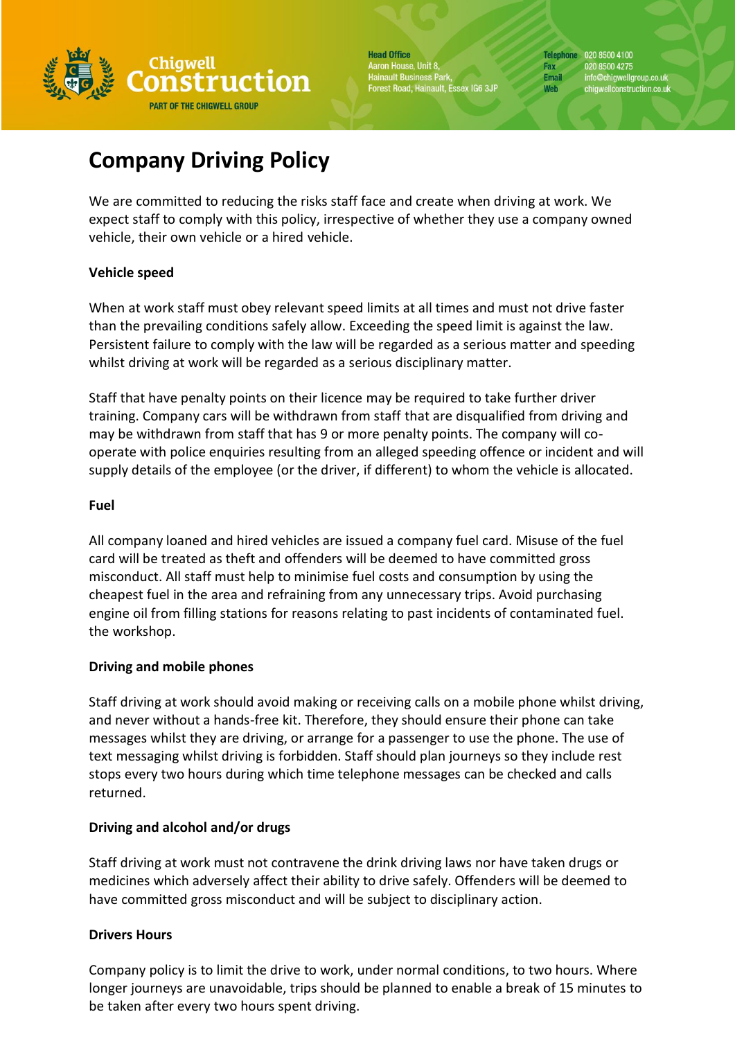# Company Driving Policy

We are committed to reducing the risks staff face and create when driving at work. We expect staff to comply with this policy, irrespective of whether they use a company owned vehicle, their own vehicle or a hired vehicle.

**Vehicle speed**

When at work staff must obey relevant speed limits at all times and must not drive faster than the prevailing conditions safely allow. Exceeding the speed limit is against the law. Persistent failure to comply with the law will be regarded as a serious matter and speeding whilst driving at work will be regarded as a serious disciplinary matter.

Staff that have penalty points on their licence may be required to take further driver training. Company cars will be withdrawn from staff that are disqualified from driving and may be withdrawn from staff that has 9 or more penalty points. The company will co-operate with police enquiries resulting from an alleged speeding offence or incident and will supply details of the employee (or the driver, if different) to whom the vehicle is allocated.

**Fuel**

All company loaned and hired vehicles are issued a company fuel card. Misuse of the fuel card will be treated as theft and offenders will be deemed to have committed gross misconduct. All staff must help to minimise fuel costs and consumption by using the cheapest fuel in the area and refraining from any unnecessary trips. Avoid purchasing engine oil from filling stations for reasons relating to past incidents of contaminated fuel. the workshop.

**Driving and mobile phones**

Staff driving at work should avoid making or receiving calls on a mobile phone whilst driving, and never without a hands-free kit. Therefore, they should ensure their phone can take messages whilst they are driving, or arrange for a passenger to use the phone. The use of text messaging whilst driving is forbidden. Staff should plan journeys so they include rest stops every two hours during which time telephone messages can be checked and calls returned.

**Driving and alcohol and/or drugs**

Staff driving at work must not contravene the drink driving laws nor have taken drugs or medicines which adversely affect their ability to drive safely. Offenders will be deemed to have committed gross misconduct and will be subject to disciplinary action.

**Drivers Hours**

Company policy is to limit the drive to work, under normal conditions, to two hours. Where longer journeys are unavoidable, trips should be planned to enable a break of 15 minutes to be taken after every two hours spent driving.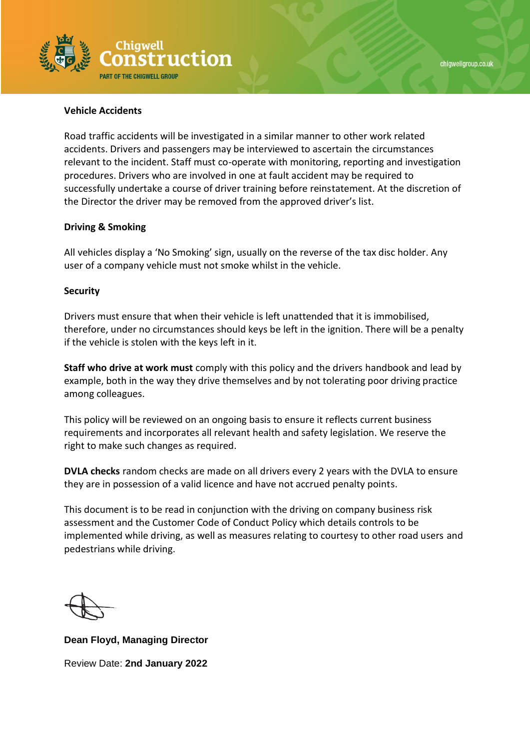**Vehicle Accidents**

Road traffic accidents will be investigated in a similar manner to other work related accidents. Drivers and passengers may be interviewed to ascertain the circumstances relevant to the incident. Staff must co-operate with monitoring, reporting and investigation procedures. Drivers who are involved in one at fault accident may be required to successfully undertake a course of driver training before reinstatement. At the discretion of the Director the driver may be removed from the approved driver's list.

**Driving & Smoking**

All vehicles display a 'No Smoking' sign, usually on the reverse of the tax disc holder. Any user of a company vehicle must not smoke whilst in the vehicle.

**Security**

Drivers must ensure that when their vehicle is left unattended that it is immobilised, therefore, under no circumstances should keys be left in the ignition. There will be a penalty if the vehicle is stolen with the keys left in it.

**Staff who drive at work must** comply with this policy and the drivers handbook and lead by example, both in the way they drive themselves and by not tolerating poor driving practice among colleagues.

This policy will be reviewed on an ongoing basis to ensure it reflects current business requirements and incorporates all relevant health and safety legislation. We reserve the right to make such changes as required.

**DVLA checks** random checks are made on all drivers every 2 years with the DVLA to ensure they are in possession of a valid licence and have not accrued penalty points.

This document is to be read in conjunction with the driving on company business risk assessment and the Customer Code of Conduct Policy which details controls to be implemented while driving, as well as measures relating to courtesy to other road users and pedestrians while driving.

**Dean Floyd, Managing Director**

Review Date: **2nd January 2022**